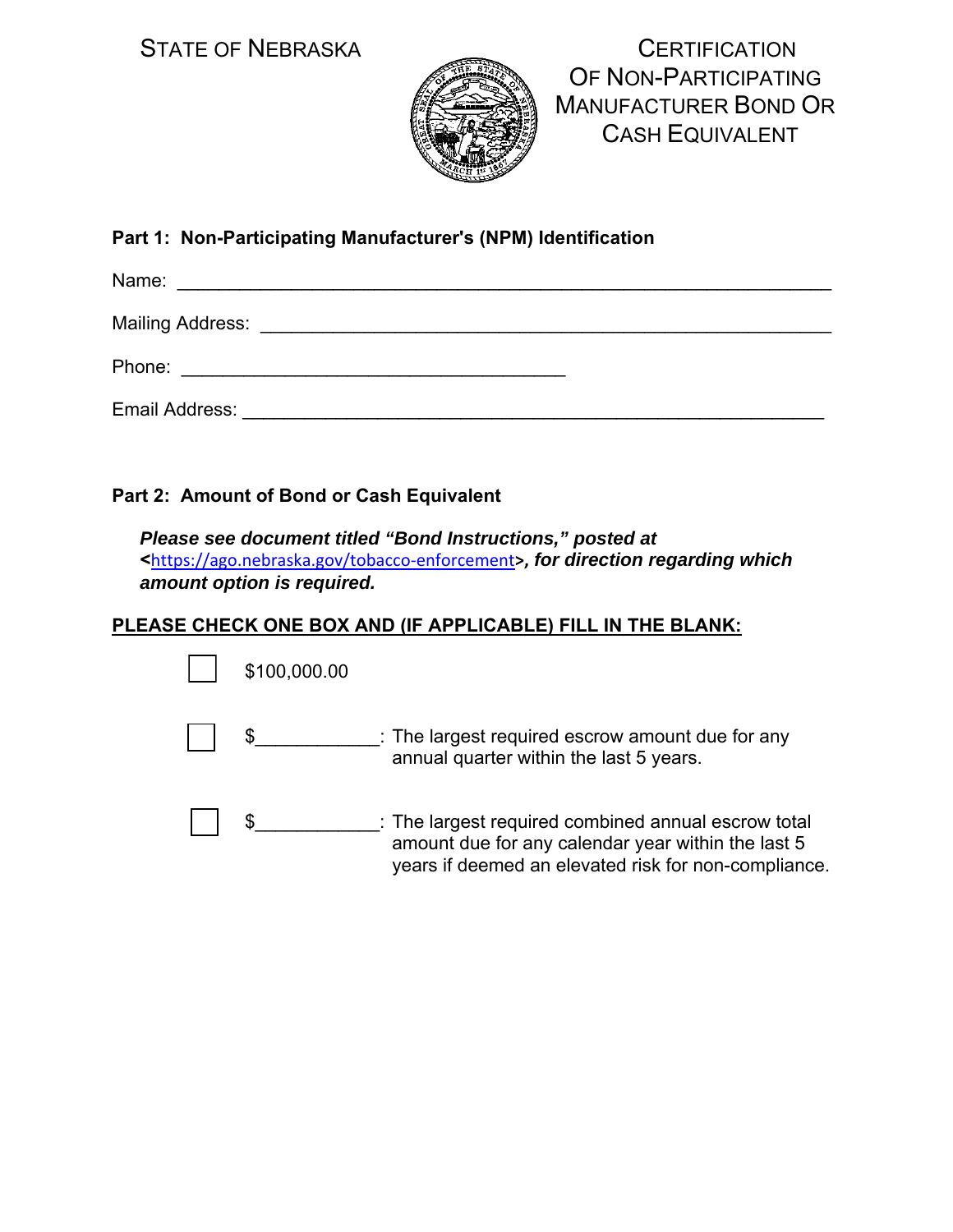STATE OF NEBRASKA

# CERTIFICATION OF NON-PARTICIPATING MANUFACTURER BOND OR CASH EQUIVALENT

**Part 1: Non-Participating Manufacturer's (NPM) Identification**

Name: ____________________________________________________________

Mailing Address: ______________________________________________________

Phone: ____________________________________

Email Address: _______________________________________________________

**Part 2: Amount of Bond or Cash Equivalent**

***Please see document titled "Bond Instructions," posted at <https://ago.nebraska.gov/tobacco-enforcement>, for direction regarding which amount option is required.***

**PLEASE CHECK ONE BOX AND (IF APPLICABLE) FILL IN THE BLANK:**

☐ $100,000.00

☐ $____________: The largest required escrow amount due for any annual quarter within the last 5 years.

☐ $____________: The largest required combined annual escrow total amount due for any calendar year within the last 5 years if deemed an elevated risk for non-compliance.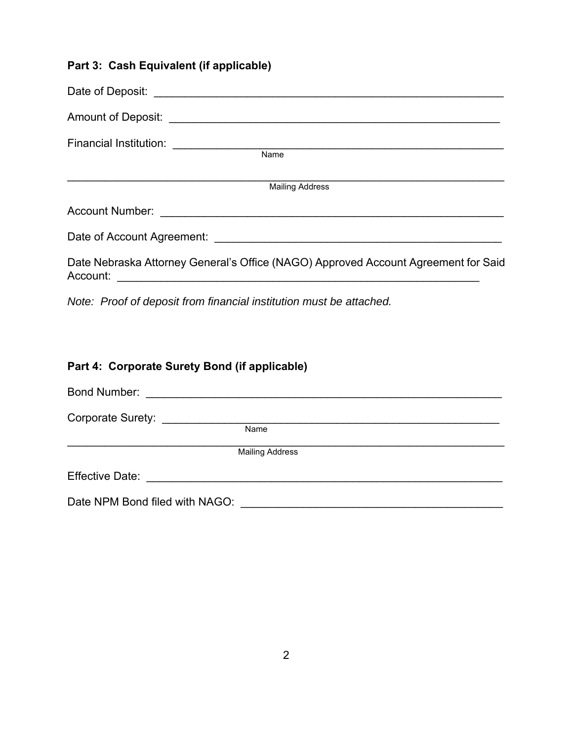**Part 3: Cash Equivalent (if applicable)**

Date of Deposit: ___________________________________________________________

Amount of Deposit: _________________________________________________________

Financial Institution: _______________________________________________________
Name

______________________________________________________________________
Mailing Address

Account Number: ___________________________________________________________

Date of Account Agreement: _________________________________________________

Date Nebraska Attorney General's Office (NAGO) Approved Account Agreement for Said Account: _________________________________________________________________

*Note: Proof of deposit from financial institution must be attached.*

**Part 4: Corporate Surety Bond (if applicable)**

Bond Number: _____________________________________________________________

Corporate Surety: __________________________________________________________
Name

______________________________________________________________________
Mailing Address

Effective Date: _____________________________________________________________

Date NPM Bond filed with NAGO: ____________________________________________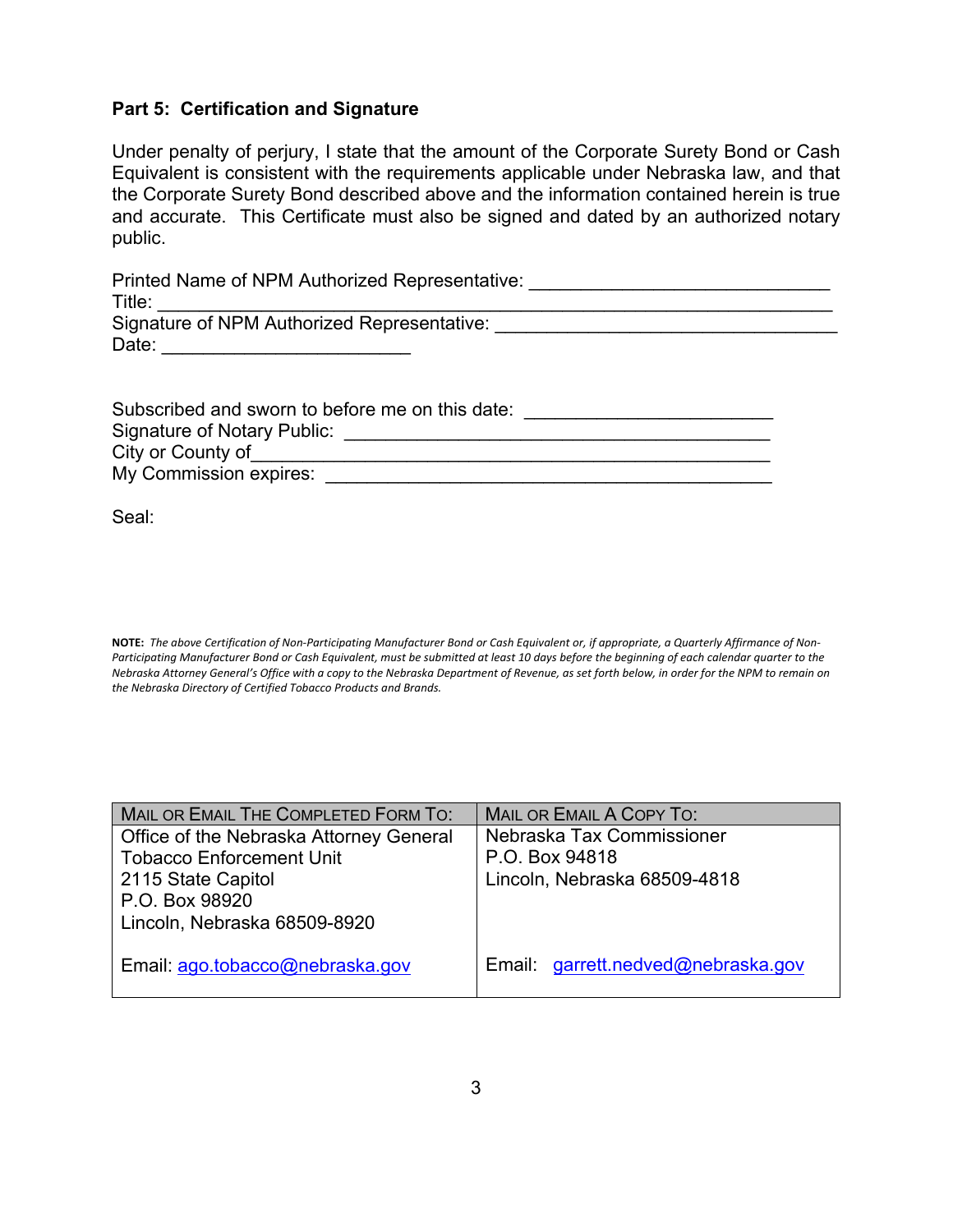**Part 5: Certification and Signature**

Under penalty of perjury, I state that the amount of the Corporate Surety Bond or Cash Equivalent is consistent with the requirements applicable under Nebraska law, and that the Corporate Surety Bond described above and the information contained herein is true and accurate. This Certificate must also be signed and dated by an authorized notary public.

Printed Name of NPM Authorized Representative: ______________________________
Title: ______________________________________________________________
Signature of NPM Authorized Representative: __________________________________
Date: _________________________

Subscribed and sworn to before me on this date: _________________________
Signature of Notary Public: __________________________________________
City or County of_____________________________________________
My Commission expires: ____________________________________________

Seal:

**NOTE:** *The above Certification of Non-Participating Manufacturer Bond or Cash Equivalent or, if appropriate, a Quarterly Affirmance of Non-Participating Manufacturer Bond or Cash Equivalent, must be submitted at least 10 days before the beginning of each calendar quarter to the Nebraska Attorney General's Office with a copy to the Nebraska Department of Revenue, as set forth below, in order for the NPM to remain on the Nebraska Directory of Certified Tobacco Products and Brands.*

| Mail or Email The Completed Form To: | Mail or Email A Copy To: |
| --- | --- |
| Office of the Nebraska Attorney General<br>Tobacco Enforcement Unit<br>2115 State Capitol<br>P.O. Box 98920<br>Lincoln, Nebraska 68509-8920<br><br>Email: ago.tobacco@nebraska.gov | Nebraska Tax Commissioner<br>P.O. Box 94818<br>Lincoln, Nebraska 68509-4818<br><br>Email: garrett.nedved@nebraska.gov |